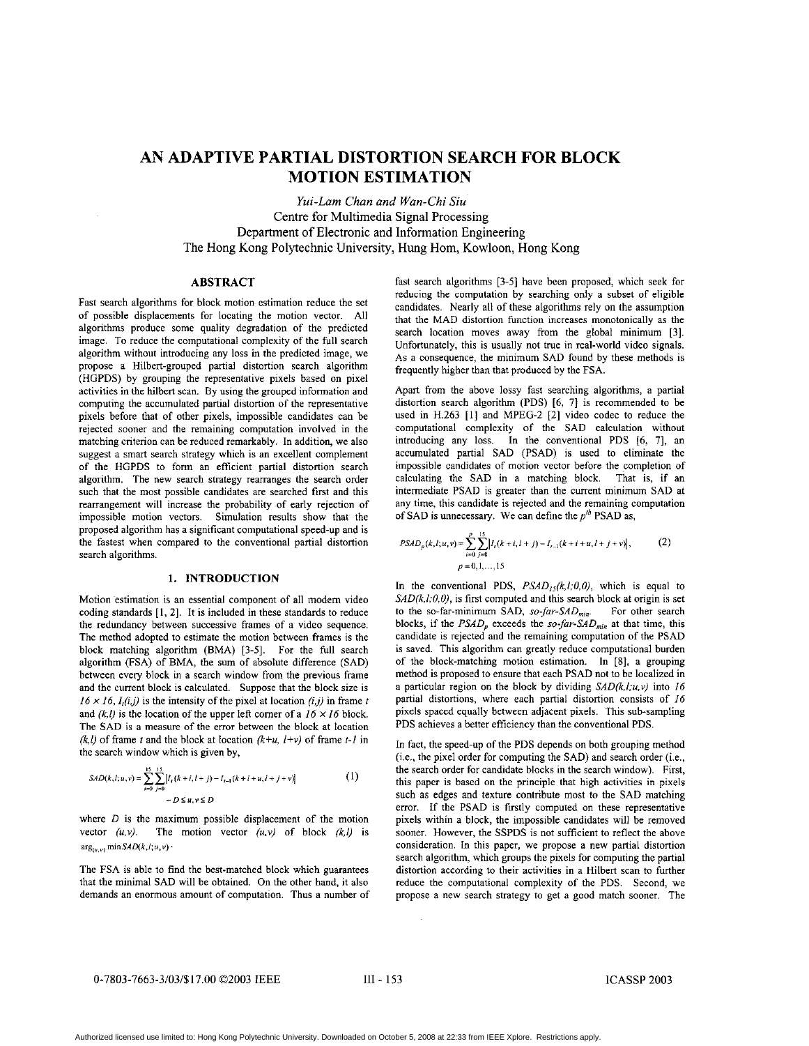# AN ADAPTIVE PARTIAL DISTORTION SEARCH FOR BLOCK MOTION ESTIMATION

*Yui-Lam Chan and Wan-Chi Siu*

Centre for Multimedia Signal Processing
Department of Electronic and Information Engineering
The Hong Kong Polytechnic University, Hung Hom, Kowloon, Hong Kong

## ABSTRACT

Fast search algorithms for block motion estimation reduce the set of possible displacements for locating the motion vector. All algorithms produce some quality degradation of the predicted image. To reduce the computational complexity of the full search algorithm without introducing any loss in the predicted image, we propose a Hilbert-grouped partial distortion search algorithm (HGPDS) by grouping the representative pixels based on pixel activities in the hilbert scan. By using the grouped information and computing the accumulated partial distortion of the representative pixels before that of other pixels, impossible candidates can be rejected sooner and the remaining computation involved in the matching criterion can be reduced remarkably. In addition, we also suggest a smart search strategy which is an excellent complement of the HGPDS to form an efficient partial distortion search algorithm. The new search strategy rearranges the search order such that the most possible candidates are searched first and this rearrangement will increase the probability of early rejection of impossible motion vectors. Simulation results show that the proposed algorithm has a significant computational speed-up and is the fastest when compared to the conventional partial distortion search algorithms.

## 1. INTRODUCTION

Motion estimation is an essential component of all modern video coding standards [1, 2]. It is included in these standards to reduce the redundancy between successive frames of a video sequence. The method adopted to estimate the motion between frames is the block matching algorithm (BMA) [3-5]. For the full search algorithm (FSA) of BMA, the sum of absolute difference (SAD) between every block in a search window from the previous frame and the current block is calculated. Suppose that the block size is $16 \times 16$, $I_t(i,j)$ is the intensity of the pixel at location $(i,j)$ in frame $t$ and $(k,l)$ is the location of the upper left corner of a $16 \times 16$ block. The SAD is a measure of the error between the block at location $(k,l)$ of frame $t$ and the block at location $(k+u, l+v)$ of frame $t-1$ in the search window which is given by,

$$SAD(k,l;u,v) = \sum_{i=0}^{15}\sum_{j=0}^{15}\left|I_t(k+i,l+j) - I_{t-1}(k+i+u,l+j+v)\right| \qquad (1)$$
$$-D \le u,v \le D$$

where $D$ is the maximum possible displacement of the motion vector $(u,v)$. The motion vector $(u,v)$ of block $(k,l)$ is $\arg_{(u,v)} \min SAD(k,l;u,v)$.

The FSA is able to find the best-matched block which guarantees that the minimal SAD will be obtained. On the other hand, it also demands an enormous amount of computation. Thus a number of fast search algorithms [3-5] have been proposed, which seek for reducing the computation by searching only a subset of eligible candidates. Nearly all of these algorithms rely on the assumption that the MAD distortion function increases monotonically as the search location moves away from the global minimum [3]. Unfortunately, this is usually not true in real-world video signals. As a consequence, the minimum SAD found by these methods is frequently higher than that produced by the FSA.

Apart from the above lossy fast searching algorithms, a partial distortion search algorithm (PDS) [6, 7] is recommended to be used in H.263 [1] and MPEG-2 [2] video codec to reduce the computational complexity of the SAD calculation without introducing any loss. In the conventional PDS [6, 7], an accumulated partial SAD (PSAD) is used to eliminate the impossible candidates of motion vector before the completion of calculating the SAD in a matching block. That is, if an intermediate PSAD is greater than the current minimum SAD at any time, this candidate is rejected and the remaining computation of SAD is unnecessary. We can define the $p^{th}$ PSAD as,

$$PSAD_p(k,l;u,v) = \sum_{i=0}^{p}\sum_{j=0}^{15}\left|I_t(k+i,l+j) - I_{t-1}(k+i+u,l+j+v)\right|, \qquad (2)$$
$$p = 0,1,\ldots,15$$

In the conventional PDS, $PSAD_{15}(k,l;0,0)$, which is equal to $SAD(k,l;0,0)$, is first computed and this search block at origin is set to the so-far-minimum SAD, *so-far-SAD*$_{min}$. For other search blocks, if the $PSAD_p$ exceeds the *so-far-SAD*$_{min}$ at that time, this candidate is rejected and the remaining computation of the PSAD is saved. This algorithm can greatly reduce computational burden of the block-matching motion estimation. In [8], a grouping method is proposed to ensure that each PSAD not to be localized in a particular region on the block by dividing $SAD(k,l;u,v)$ into 16 partial distortions, where each partial distortion consists of 16 pixels spaced equally between adjacent pixels. This sub-sampling PDS achieves a better efficiency than the conventional PDS.

In fact, the speed-up of the PDS depends on both grouping method (i.e., the pixel order for computing the SAD) and search order (i.e., the search order for candidate blocks in the search window). First, this paper is based on the principle that high activities in pixels such as edges and texture contribute most to the SAD matching error. If the PSAD is firstly computed on these representative pixels within a block, the impossible candidates will be removed sooner. However, the SSPDS is not sufficient to reflect the above consideration. In this paper, we propose a new partial distortion search algorithm, which groups the pixels for computing the partial distortion according to their activities in a Hilbert scan to further reduce the computational complexity of the PDS. Second, we propose a new search strategy to get a good match sooner. The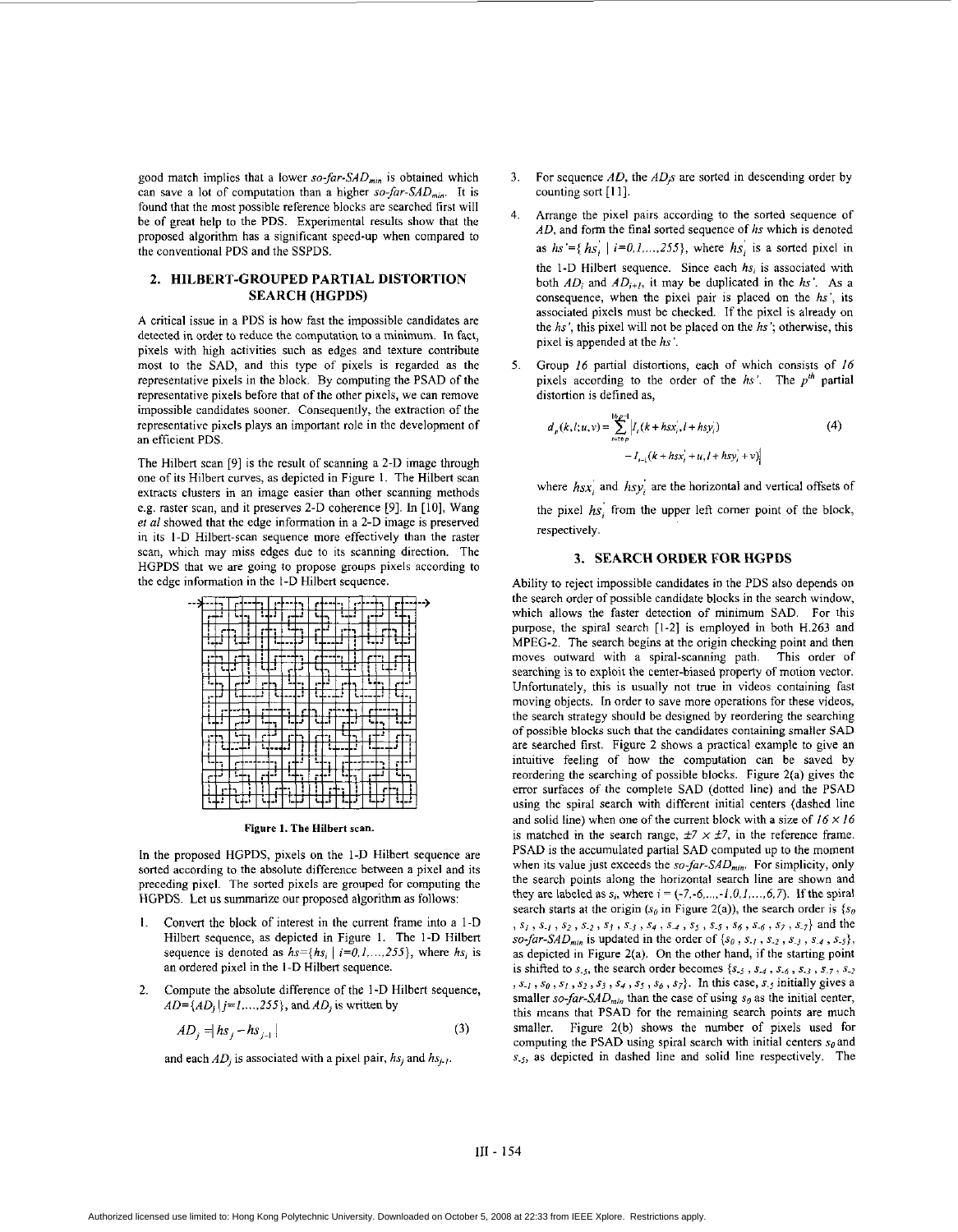good match implies that a lower *so-far-SAD$_{min}$* is obtained which can save a lot of computation than a higher *so-far-SAD$_{min}$*. It is found that the most possible reference blocks are searched first will be of great help to the PDS. Experimental results show that the proposed algorithm has a significant speed-up when compared to the conventional PDS and the SSPDS.

## 2. HILBERT-GROUPED PARTIAL DISTORTION SEARCH (HGPDS)

A critical issue in a PDS is how fast the impossible candidates are detected in order to reduce the computation to a minimum. In fact, pixels with high activities such as edges and texture contribute most to the SAD, and this type of pixels is regarded as the representative pixels in the block. By computing the PSAD of the representative pixels before that of the other pixels, we can remove impossible candidates sooner. Consequently, the extraction of the representative pixels plays an important role in the development of an efficient PDS.

The Hilbert scan [9] is the result of scanning a 2-D image through one of its Hilbert curves, as depicted in Figure 1. The Hilbert scan extracts clusters in an image easier than other scanning methods e.g. raster scan, and it preserves 2-D coherence [9]. In [10], Wang *et al* showed that the edge information in a 2-D image is preserved in its 1-D Hilbert-scan sequence more effectively than the raster scan, which may miss edges due to its scanning direction. The HGPDS that we are going to propose groups pixels according to the edge information in the 1-D Hilbert sequence.

**Figure 1. The Hilbert scan.**

In the proposed HGPDS, pixels on the 1-D Hilbert sequence are sorted according to the absolute difference between a pixel and its preceding pixel. The sorted pixels are grouped for computing the HGPDS. Let us summarize our proposed algorithm as follows:

1. Convert the block of interest in the current frame into a 1-D Hilbert sequence, as depicted in Figure 1. The 1-D Hilbert sequence is denoted as $hs=\{hs_i \mid i=0,1,\ldots,255\}$, where $hs_i$ is an ordered pixel in the 1-D Hilbert sequence.

2. Compute the absolute difference of the 1-D Hilbert sequence, $AD=\{AD_j \mid j=1,\ldots,255\}$, and $AD_j$ is written by

$$AD_j = |hs_j - hs_{j-1}| \tag{3}$$

and each $AD_j$ is associated with a pixel pair, $hs_j$ and $hs_{j-1}$.

3. For sequence $AD$, the $AD_j$s are sorted in descending order by counting sort [11].

4. Arrange the pixel pairs according to the sorted sequence of $AD$, and form the final sorted sequence of $hs$ which is denoted as $hs'=\{hs'_i \mid i=0,1,\ldots,255\}$, where $hs'_i$ is a sorted pixel in the 1-D Hilbert sequence. Since each $hs_i$ is associated with both $AD_i$ and $AD_{i+1}$, it may be duplicated in the $hs'$. As a consequence, when the pixel pair is placed on the $hs'$, its associated pixels must be checked. If the pixel is already on the $hs'$, this pixel will not be placed on the $hs'$; otherwise, this pixel is appended at the $hs'$.

5. Group $16$ partial distortions, each of which consists of $16$ pixels according to the order of the $hs'$. The $p^{th}$ partial distortion is defined as,

$$d_p(k,l;u,v) = \sum_{i=16p}^{16p-1} \left| I_t(k+hsx'_i, l+hsy'_i) - I_{t-1}(k+hsx'_i+u, l+hsy'_i+v) \right| \tag{4}$$

where $hsx'_i$ and $hsy'_i$ are the horizontal and vertical offsets of the pixel $hs'_i$ from the upper left corner point of the block, respectively.

## 3. SEARCH ORDER FOR HGPDS

Ability to reject impossible candidates in the PDS also depends on the search order of possible candidate blocks in the search window, which allows the faster detection of minimum SAD. For this purpose, the spiral search [1-2] is employed in both H.263 and MPEG-2. The search begins at the origin checking point and then moves outward with a spiral-scanning path. This order of searching is to exploit the center-biased property of motion vector. Unfortunately, this is usually not true in videos containing fast moving objects. In order to save more operations for these videos, the search strategy should be designed by reordering the searching of possible blocks such that the candidates containing smaller SAD are searched first. Figure 2 shows a practical example to give an intuitive feeling of how the computation can be saved by reordering the searching of possible blocks. Figure 2(a) gives the error surfaces of the complete SAD (dotted line) and the PSAD using the spiral search with different initial centers (dashed line and solid line) when one of the current block with a size of $16 \times 16$ is matched in the search range, $\pm 7 \times \pm 7$, in the reference frame. PSAD is the accumulated partial SAD computed up to the moment when its value just exceeds the *so-far-SAD$_{min}$*. For simplicity, only the search points along the horizontal search line are shown and they are labeled as $s_i$, where $i = (-7,-6,\ldots,-1,0,1,\ldots,6,7)$. If the spiral search starts at the origin ($s_0$ in Figure 2(a)), the search order is $\{s_0, s_1, s_{-1}, s_2, s_{-2}, s_3, s_{-3}, s_4, s_{-4}, s_5, s_{-5}, s_6, s_{-6}, s_7, s_{-7}\}$ and the *so-far-SAD$_{min}$* is updated in the order of $\{s_0, s_{-1}, s_{-2}, s_{-3}, s_{-4}, s_{-5}\}$, as depicted in Figure 2(a). On the other hand, if the starting point is shifted to $s_{-5}$, the search order becomes $\{s_{-5}, s_{-4}, s_{-6}, s_{-3}, s_{-7}, s_{-2}, s_{-1}, s_0, s_1, s_2, s_3, s_4, s_5, s_6, s_7\}$. In this case, $s_{-5}$ initially gives a smaller *so-far-SAD$_{min}$* than the case of using $s_0$ as the initial center, this means that PSAD for the remaining search points are much smaller. Figure 2(b) shows the number of pixels used for computing the PSAD using spiral search with initial centers $s_0$ and $s_{-5}$, as depicted in dashed line and solid line respectively. The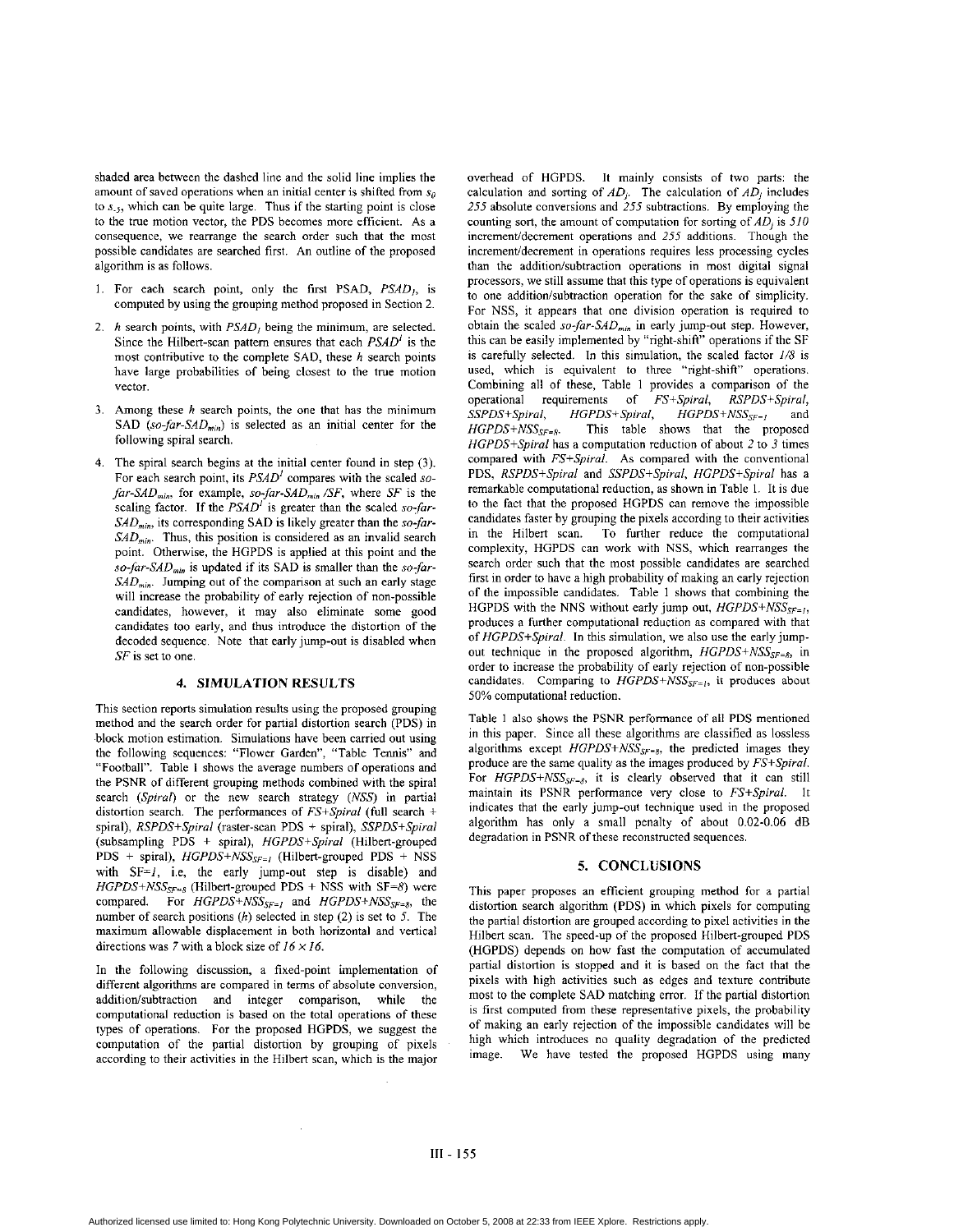shaded area between the dashed line and the solid line implies the amount of saved operations when an initial center is shifted from $s_0$ to $s_{-5}$, which can be quite large. Thus if the starting point is close to the true motion vector, the PDS becomes more efficient. As a consequence, we rearrange the search order such that the most possible candidates are searched first. An outline of the proposed algorithm is as follows.

1. For each search point, only the first PSAD, $PSAD_1$, is computed by using the grouping method proposed in Section 2.
2. $h$ search points, with $PSAD_1$ being the minimum, are selected. Since the Hilbert-scan pattern ensures that each $PSAD^i$ is the most contributive to the complete SAD, these $h$ search points have large probabilities of being closest to the true motion vector.
3. Among these $h$ search points, the one that has the minimum SAD ($so\text{-}far\text{-}SAD_{min}$) is selected as an initial center for the following spiral search.
4. The spiral search begins at the initial center found in step (3). For each search point, its $PSAD^1$ compares with the scaled $so\text{-}far\text{-}SAD_{min}$, for example, $so\text{-}far\text{-}SAD_{min}/SF$, where $SF$ is the scaling factor. If the $PSAD^1$ is greater than the scaled $so\text{-}far\text{-}SAD_{min}$, its corresponding SAD is likely greater than the $so\text{-}far\text{-}SAD_{min}$. Thus, this position is considered as an invalid search point. Otherwise, the HGPDS is applied at this point and the $so\text{-}far\text{-}SAD_{min}$ is updated if its SAD is smaller than the $so\text{-}far\text{-}SAD_{min}$. Jumping out of the comparison at such an early stage will increase the probability of early rejection of non-possible candidates, however, it may also eliminate some good candidates too early, and thus introduce the distortion of the decoded sequence. Note that early jump-out is disabled when $SF$ is set to one.

## 4. SIMULATION RESULTS

This section reports simulation results using the proposed grouping method and the search order for partial distortion search (PDS) in block motion estimation. Simulations have been carried out using the following sequences: "Flower Garden", "Table Tennis" and "Football". Table 1 shows the average numbers of operations and the PSNR of different grouping methods combined with the spiral search (*Spiral*) or the new search strategy (*NSS*) in partial distortion search. The performances of *FS+Spiral* (full search + spiral), *RSPDS+Spiral* (raster-scan PDS + spiral), *SSPDS+Spiral* (subsampling PDS + spiral), *HGPDS+Spiral* (Hilbert-grouped PDS + spiral), $HGPDS+NSS_{SF=1}$ (Hilbert-grouped PDS + NSS with SF=1, i.e, the early jump-out step is disable) and $HGPDS+NSS_{SF=8}$ (Hilbert-grouped PDS + NSS with SF=8) were compared. For $HGPDS+NSS_{SF=1}$ and $HGPDS+NSS_{SF=8}$, the number of search positions ($h$) selected in step (2) is set to 5. The maximum allowable displacement in both horizontal and vertical directions was 7 with a block size of $16 \times 16$.

In the following discussion, a fixed-point implementation of different algorithms are compared in terms of absolute conversion, addition/subtraction and integer comparison, while the computational reduction is based on the total operations of these types of operations. For the proposed HGPDS, we suggest the computation of the partial distortion by grouping of pixels according to their activities in the Hilbert scan, which is the major overhead of HGPDS. It mainly consists of two parts: the calculation and sorting of $AD_j$. The calculation of $AD_j$ includes 255 absolute conversions and 255 subtractions. By employing the counting sort, the amount of computation for sorting of $AD_j$ is 510 increment/decrement operations and 255 additions. Though the increment/decrement in operations requires less processing cycles than the addition/subtraction operations in most digital signal processors, we still assume that this type of operations is equivalent to one addition/subtraction operation for the sake of simplicity. For NSS, it appears that one division operation is required to obtain the scaled $so\text{-}far\text{-}SAD_{min}$ in early jump-out step. However, this can be easily implemented by "right-shift" operations if the SF is carefully selected. In this simulation, the scaled factor 1/8 is used, which is equivalent to three "right-shift" operations. Combining all of these, Table 1 provides a comparison of the operational requirements of *FS+Spiral*, *RSPDS+Spiral*, *SSPDS+Spiral*, *HGPDS+Spiral*, $HGPDS+NSS_{SF=1}$ and $HGPDS+NSS_{SF=8}$. This table shows that the proposed *HGPDS+Spiral* has a computation reduction of about 2 to 3 times compared with *FS+Spiral*. As compared with the conventional PDS, *RSPDS+Spiral* and *SSPDS+Spiral*, *HGPDS+Spiral* has a remarkable computational reduction, as shown in Table 1. It is due to the fact that the proposed HGPDS can remove the impossible candidates faster by grouping the pixels according to their activities in the Hilbert scan. To further reduce the computational complexity, HGPDS can work with NSS, which rearranges the search order such that the most possible candidates are searched first in order to have a high probability of making an early rejection of the impossible candidates. Table 1 shows that combining the HGPDS with the NNS without early jump out, $HGPDS+NSS_{SF=1}$, produces a further computational reduction as compared with that of *HGPDS+Spiral*. In this simulation, we also use the early jump-out technique in the proposed algorithm, $HGPDS+NSS_{SF=8}$, in order to increase the probability of early rejection of non-possible candidates. Comparing to $HGPDS+NSS_{SF=1}$, it produces about 50% computational reduction.

Table 1 also shows the PSNR performance of all PDS mentioned in this paper. Since all these algorithms are classified as lossless algorithms except $HGPDS+NSS_{SF=8}$, the predicted images they produce are the same quality as the images produced by *FS+Spiral*. For $HGPDS+NSS_{SF=8}$, it is clearly observed that it can still maintain its PSNR performance very close to *FS+Spiral*. It indicates that the early jump-out technique used in the proposed algorithm has only a small penalty of about 0.02-0.06 dB degradation in PSNR of these reconstructed sequences.

## 5. CONCLUSIONS

This paper proposes an efficient grouping method for a partial distortion search algorithm (PDS) in which pixels for computing the partial distortion are grouped according to pixel activities in the Hilbert scan. The speed-up of the proposed Hilbert-grouped PDS (HGPDS) depends on how fast the computation of accumulated partial distortion is stopped and it is based on the fact that the pixels with high activities such as edges and texture contribute most to the complete SAD matching error. If the partial distortion is first computed from these representative pixels, the probability of making an early rejection of the impossible candidates will be high which introduces no quality degradation of the predicted image. We have tested the proposed HGPDS using many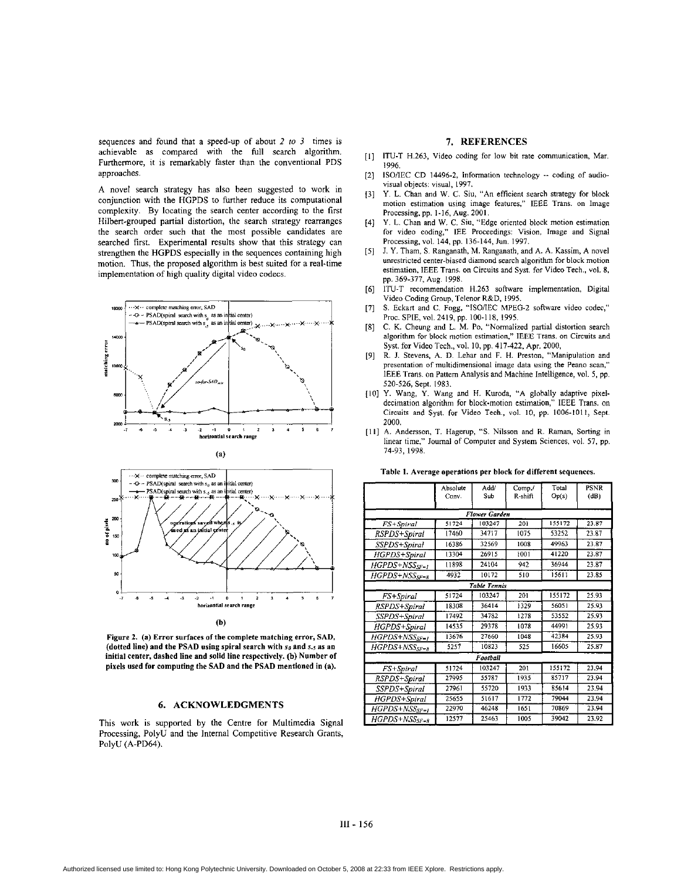sequences and found that a speed-up of about *2 to 3* times is achievable as compared with the full search algorithm. Furthermore, it is remarkably faster than the conventional PDS approaches.

A novel search strategy has also been suggested to work in conjunction with the HGPDS to further reduce its computational complexity. By locating the search center according to the first Hilbert-grouped partial distortion, the search strategy rearranges the search order such that the most possible candidates are searched first. Experimental results show that this strategy can strengthen the HGPDS especially in the sequences containing high motion. Thus, the proposed algorithm is best suited for a real-time implementation of high quality digital video codecs.

complete matching error, SAD
PSAD(spiral search with $s_0$ as an initial center)
PSAD(spiral search with $s_{-5}$ as an initial center)
matching error
$s_0$
$s_{-5}$
so-far-$SAD_{min}$
horizontal search range

(a)

complete matching error, SAD
PSAD(spiral search with $s_0$ as an initial center)
PSAD(spiral search with $s_{-5}$ as an initial center)
no of pixels
operations saved when $s_{-5}$ is used as an initial center
horizontal search range

(b)

**Figure 2. (a) Error surfaces of the complete matching error, SAD, (dotted line) and the PSAD using spiral search with $s_0$ and $s_{-5}$ as an initial center, dashed line and solid line respectively. (b) Number of pixels used for computing the SAD and the PSAD mentioned in (a).**

## 6. ACKNOWLEDGMENTS

This work is supported by the Centre for Multimedia Signal Processing, PolyU and the Internal Competitive Research Grants, PolyU (A-PD64).

## 7. REFERENCES

[1] ITU-T H.263, Video coding for low bit rate communication, Mar. 1996.

[2] ISO/IEC CD 14496-2, Information technology -- coding of audio-visual objects: visual, 1997.

[3] Y. L. Chan and W. C. Siu, "An efficient search strategy for block motion estimation using image features," IEEE Trans. on Image Processing, pp. 1-16, Aug. 2001.

[4] Y. L. Chan and W. C. Siu, "Edge oriented block motion estimation for video coding," IEE Proceedings: Vision, Image and Signal Processing, vol. 144, pp. 136-144, Jun. 1997.

[5] J. Y. Tham, S. Ranganath, M. Ranganath, and A. A. Kassim, A novel unrestricted center-biased diamond search algorithm for block motion estimation, IEEE Trans. on Circuits and Syst. for Video Tech., vol. 8, pp. 369-377, Aug. 1998.

[6] ITU-T recommendation H.263 software implementation, Digital Video Coding Group, Telenor R&D, 1995.

[7] S. Eckart and C. Fogg, "ISO/IEC MPEG-2 software video codec," Proc. SPIE, vol. 2419, pp. 100-118, 1995.

[8] C. K. Cheung and L. M. Po, "Normalized partial distortion search algorithm for block motion estimation," IEEE Trans. on Circuits and Syst. for Video Tech., vol. 10, pp. 417-422, Apr. 2000,

[9] R. J. Stevens, A. D. Lehar and F. H. Preston, "Manipulation and presentation of multidimensional image data using the Peano scan," IEEE Trans. on Pattern Analysis and Machine Intelligence, vol. 5, pp. 520-526, Sept. 1983.

[10] Y. Wang, Y. Wang and H. Kuroda, "A globally adaptive pixel-decimation algorithm for block-motion estimation," IEEE Trans. on Circuits and Syst. for Video Tech., vol. 10, pp. 1006-1011, Sept. 2000.

[11] A. Andersson, T. Hagerup, "S. Nilsson and R. Raman, Sorting in linear time," Journal of Computer and System Sciences, vol. 57, pp. 74-93, 1998.

**Table 1. Average operations per block for different sequences.**

| | Absolute Conv. | Add/ Sub | Comp./ R-shift | Total Op(s) | PSNR (dB) |
|---|---|---|---|---|---|
| | | *Flower Garden* | | | |
| *FS+Spiral* | 51724 | 103247 | 201 | 155172 | 23.87 |
| *RSPDS+Spiral* | 17460 | 34717 | 1075 | 53252 | 23.87 |
| *SSPDS+Spiral* | 16386 | 32569 | 1008 | 49963 | 23.87 |
| *HGPDS+Spiral* | 13304 | 26915 | 1001 | 41220 | 23.87 |
| $HGPDS+NSS_{SF=1}$ | 11898 | 24104 | 942 | 36944 | 23.87 |
| $HGPDS+NSS_{SF=8}$ | 4932 | 10172 | 510 | 15611 | 23.85 |
| | | *Table Tennis* | | | |
| *FS+Spiral* | 51724 | 103247 | 201 | 155172 | 25.93 |
| *RSPDS+Spiral* | 18308 | 36414 | 1329 | 56051 | 25.93 |
| *SSPDS+Spiral* | 17492 | 34782 | 1278 | 53552 | 25.93 |
| *HGPDS+Spiral* | 14535 | 29378 | 1078 | 44991 | 25.93 |
| $HGPDS+NSS_{SF=1}$ | 13676 | 27660 | 1048 | 42384 | 25.93 |
| $HGPDS+NSS_{SF=8}$ | 5257 | 10823 | 525 | 16605 | 25.87 |
| | | *Football* | | | |
| *FS+Spiral* | 51724 | 103247 | 201 | 155172 | 23.94 |
| *RSPDS+Spiral* | 27995 | 55787 | 1935 | 85717 | 23.94 |
| *SSPDS+Spiral* | 27961 | 55720 | 1933 | 85614 | 23.94 |
| *HGPDS+Spiral* | 25655 | 51617 | 1772 | 79044 | 23.94 |
| $HGPDS+NSS_{SF=1}$ | 22970 | 46248 | 1651 | 70869 | 23.94 |
| $HGPDS+NSS_{SF=8}$ | 12577 | 25463 | 1005 | 39042 | 23.92 |